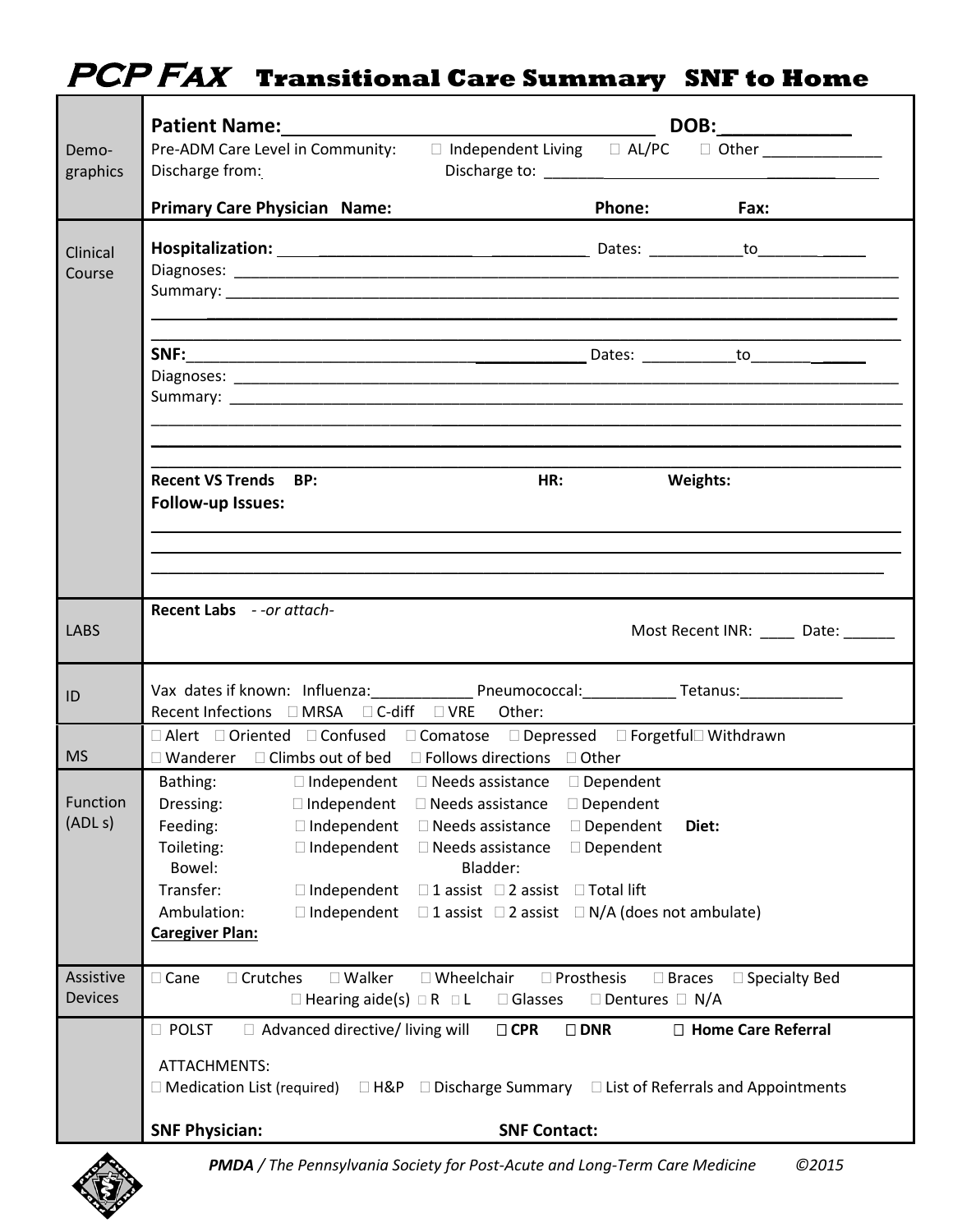# PCP FAX Transitional Care Summary SNF to Home

| | |
|---|---|
| Demo-graphics | **Patient Name:**\_\_\_\_\_\_\_\_\_\_\_\_\_\_\_\_\_\_\_\_\_\_\_\_\_\_\_\_\_\_\_\_\_\_\_\_ **DOB:**\_\_\_\_\_\_\_\_\_\_\_\_<br>Pre-ADM Care Level in Community: ☐ Independent Living ☐ AL/PC ☐ Other \_\_\_\_\_\_\_\_\_\_\_\_\_\_<br>Discharge from: Discharge to: \_\_\_\_\_\_\_\_\_\_\_\_\_\_\_\_\_\_\_\_\_\_\_\_\_\_\_\_\_\_\_\_\_\_\_\_<br>**Primary Care Physician Name: Phone: Fax:** |
| Clinical Course | **Hospitalization:** \_\_\_\_\_\_\_\_\_\_\_\_\_\_\_\_\_\_\_\_\_\_\_\_\_\_\_\_\_\_\_\_\_\_\_\_ Dates: \_\_\_\_\_\_\_\_\_\_\_to\_\_\_\_\_\_\_\_\_\_\_\_<br>Diagnoses: \_\_\_\_\_\_\_\_\_\_\_\_\_\_\_\_\_\_\_\_\_\_\_\_\_\_\_\_\_\_\_\_\_\_\_\_\_\_\_\_\_\_\_\_\_\_\_\_\_\_\_\_<br>Summary: \_\_\_\_\_\_\_\_\_\_\_\_\_\_\_\_\_\_\_\_\_\_\_\_\_\_\_\_\_\_\_\_\_\_\_\_\_\_\_\_\_\_\_\_\_\_\_\_\_\_\_\_<br><br>**SNF:**\_\_\_\_\_\_\_\_\_\_\_\_\_\_\_\_\_\_\_\_\_\_\_\_\_\_\_\_\_\_\_\_\_\_\_\_\_\_\_\_\_\_\_\_ Dates: \_\_\_\_\_\_\_\_\_\_\_to\_\_\_\_\_\_\_\_\_\_\_\_<br>Diagnoses: \_\_\_\_\_\_\_\_\_\_\_\_\_\_\_\_\_\_\_\_\_\_\_\_\_\_\_\_\_\_\_\_\_\_\_\_\_\_\_\_\_\_\_\_\_\_\_\_\_\_\_\_<br>Summary: \_\_\_\_\_\_\_\_\_\_\_\_\_\_\_\_\_\_\_\_\_\_\_\_\_\_\_\_\_\_\_\_\_\_\_\_\_\_\_\_\_\_\_\_\_\_\_\_\_\_\_\_<br><br>**Recent VS Trends BP: HR: Weights:**<br>**Follow-up Issues:** |
| LABS | **Recent Labs** *- -or attach-*<br>Most Recent INR: \_\_\_\_ Date: \_\_\_\_\_\_ |
| ID | Vax dates if known: Influenza:\_\_\_\_\_\_\_\_\_\_\_\_ Pneumococcal:\_\_\_\_\_\_\_\_\_\_\_ Tetanus:\_\_\_\_\_\_\_\_\_\_\_\_<br>Recent Infections ☐ MRSA ☐ C-diff ☐ VRE Other: |
| MS | ☐ Alert ☐ Oriented ☐ Confused ☐ Comatose ☐ Depressed ☐ Forgetful ☐ Withdrawn<br>☐ Wanderer ☐ Climbs out of bed ☐ Follows directions ☐ Other |
| Function (ADL s) | Bathing: ☐ Independent ☐ Needs assistance ☐ Dependent<br>Dressing: ☐ Independent ☐ Needs assistance ☐ Dependent<br>Feeding: ☐ Independent ☐ Needs assistance ☐ Dependent **Diet:**<br>Toileting: ☐ Independent ☐ Needs assistance ☐ Dependent<br>Bowel: Bladder:<br>Transfer: ☐ Independent ☐ 1 assist ☐ 2 assist ☐ Total lift<br>Ambulation: ☐ Independent ☐ 1 assist ☐ 2 assist ☐ N/A (does not ambulate)<br>**Caregiver Plan:** |
| Assistive Devices | ☐ Cane ☐ Crutches ☐ Walker ☐ Wheelchair ☐ Prosthesis ☐ Braces ☐ Specialty Bed<br>☐ Hearing aide(s) ☐ R ☐ L ☐ Glasses ☐ Dentures ☐ N/A |
| | ☐ POLST ☐ Advanced directive/ living will ☐ **CPR** ☐ **DNR** ☐ **Home Care Referral**<br><br>ATTACHMENTS:<br>☐ Medication List (required) ☐ H&P ☐ Discharge Summary ☐ List of Referrals and Appointments<br><br>**SNF Physician: SNF Contact:** |

***PMDA** / The Pennsylvania Society for Post-Acute and Long-Term Care Medicine ©2015*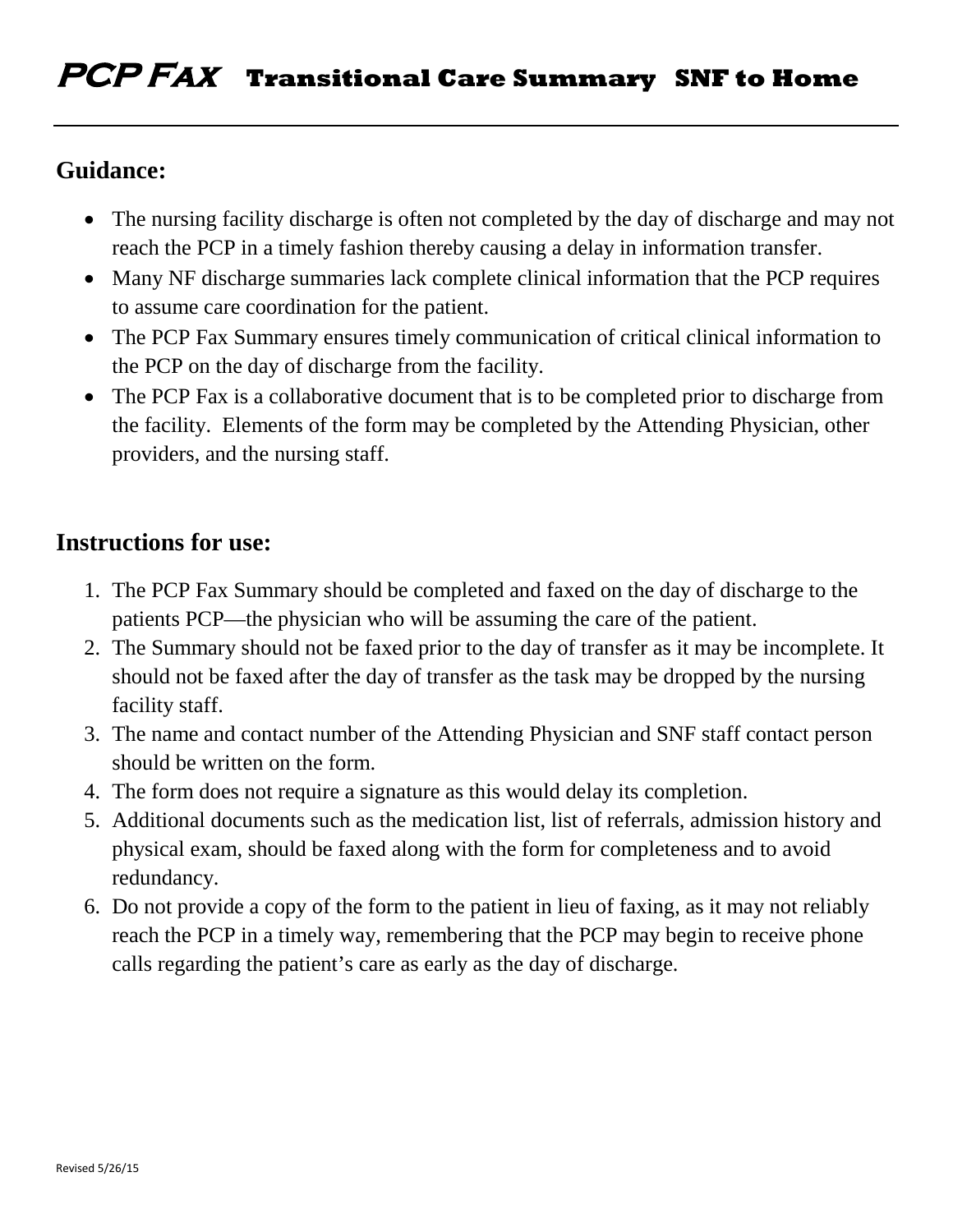# PCP Fax Transitional Care Summary SNF to Home

## Guidance:

- The nursing facility discharge is often not completed by the day of discharge and may not reach the PCP in a timely fashion thereby causing a delay in information transfer.
- Many NF discharge summaries lack complete clinical information that the PCP requires to assume care coordination for the patient.
- The PCP Fax Summary ensures timely communication of critical clinical information to the PCP on the day of discharge from the facility.
- The PCP Fax is a collaborative document that is to be completed prior to discharge from the facility. Elements of the form may be completed by the Attending Physician, other providers, and the nursing staff.

## Instructions for use:

1. The PCP Fax Summary should be completed and faxed on the day of discharge to the patients PCP—the physician who will be assuming the care of the patient.
2. The Summary should not be faxed prior to the day of transfer as it may be incomplete. It should not be faxed after the day of transfer as the task may be dropped by the nursing facility staff.
3. The name and contact number of the Attending Physician and SNF staff contact person should be written on the form.
4. The form does not require a signature as this would delay its completion.
5. Additional documents such as the medication list, list of referrals, admission history and physical exam, should be faxed along with the form for completeness and to avoid redundancy.
6. Do not provide a copy of the form to the patient in lieu of faxing, as it may not reliably reach the PCP in a timely way, remembering that the PCP may begin to receive phone calls regarding the patient's care as early as the day of discharge.

Revised 5/26/15